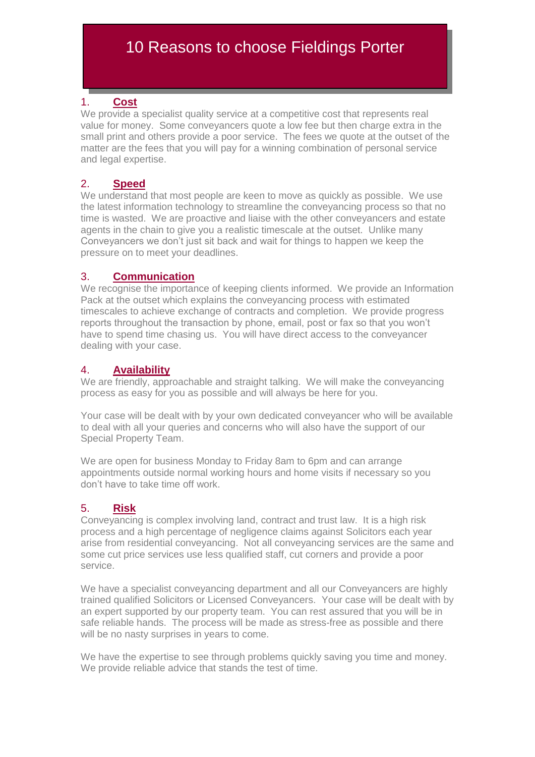# 10 Reasons to choose Fieldings Porter

## 1. Cost

We provide a specialist quality service at a competitive cost that represents real value for money. Some conveyancers quote a low fee but then charge extra in the small print and others provide a poor service. The fees we quote at the outset of the matter are the fees that you will pay for a winning combination of personal service and legal expertise.

## 2. Speed

We understand that most people are keen to move as quickly as possible. We use the latest information technology to streamline the conveyancing process so that no time is wasted. We are proactive and liaise with the other conveyancers and estate agents in the chain to give you a realistic timescale at the outset. Unlike many Conveyancers we don't just sit back and wait for things to happen we keep the pressure on to meet your deadlines.

## 3. Communication

We recognise the importance of keeping clients informed. We provide an Information Pack at the outset which explains the conveyancing process with estimated timescales to achieve exchange of contracts and completion. We provide progress reports throughout the transaction by phone, email, post or fax so that you won't have to spend time chasing us. You will have direct access to the conveyancer dealing with your case.

## 4. Availability

We are friendly, approachable and straight talking. We will make the conveyancing process as easy for you as possible and will always be here for you.

Your case will be dealt with by your own dedicated conveyancer who will be available to deal with all your queries and concerns who will also have the support of our Special Property Team.

We are open for business Monday to Friday 8am to 6pm and can arrange appointments outside normal working hours and home visits if necessary so you don't have to take time off work.

## 5. Risk

Conveyancing is complex involving land, contract and trust law. It is a high risk process and a high percentage of negligence claims against Solicitors each year arise from residential conveyancing. Not all conveyancing services are the same and some cut price services use less qualified staff, cut corners and provide a poor service.

We have a specialist conveyancing department and all our Conveyancers are highly trained qualified Solicitors or Licensed Conveyancers. Your case will be dealt with by an expert supported by our property team. You can rest assured that you will be in safe reliable hands. The process will be made as stress-free as possible and there will be no nasty surprises in years to come.

We have the expertise to see through problems quickly saving you time and money. We provide reliable advice that stands the test of time.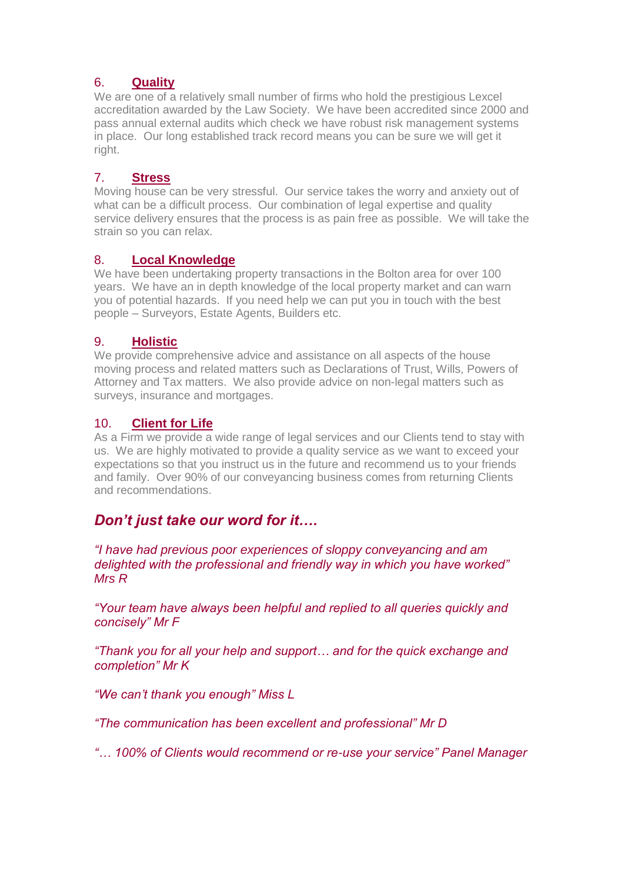### 6. **Quality**

We are one of a relatively small number of firms who hold the prestigious Lexcel accreditation awarded by the Law Society. We have been accredited since 2000 and pass annual external audits which check we have robust risk management systems in place. Our long established track record means you can be sure we will get it right.

### 7. **Stress**

Moving house can be very stressful. Our service takes the worry and anxiety out of what can be a difficult process. Our combination of legal expertise and quality service delivery ensures that the process is as pain free as possible. We will take the strain so you can relax.

### 8. **Local Knowledge**

We have been undertaking property transactions in the Bolton area for over 100 years. We have an in depth knowledge of the local property market and can warn you of potential hazards. If you need help we can put you in touch with the best people – Surveyors, Estate Agents, Builders etc.

### 9. **Holistic**

We provide comprehensive advice and assistance on all aspects of the house moving process and related matters such as Declarations of Trust, Wills, Powers of Attorney and Tax matters. We also provide advice on non-legal matters such as surveys, insurance and mortgages.

### 10. **Client for Life**

As a Firm we provide a wide range of legal services and our Clients tend to stay with us. We are highly motivated to provide a quality service as we want to exceed your expectations so that you instruct us in the future and recommend us to your friends and family. Over 90% of our conveyancing business comes from returning Clients and recommendations.

## *Don't just take our word for it….*

*"I have had previous poor experiences of sloppy conveyancing and am delighted with the professional and friendly way in which you have worked" Mrs R*

*"Your team have always been helpful and replied to all queries quickly and concisely" Mr F*

*"Thank you for all your help and support… and for the quick exchange and completion" Mr K*

*"We can't thank you enough" Miss L*

*"The communication has been excellent and professional" Mr D*

*"… 100% of Clients would recommend or re-use your service" Panel Manager*